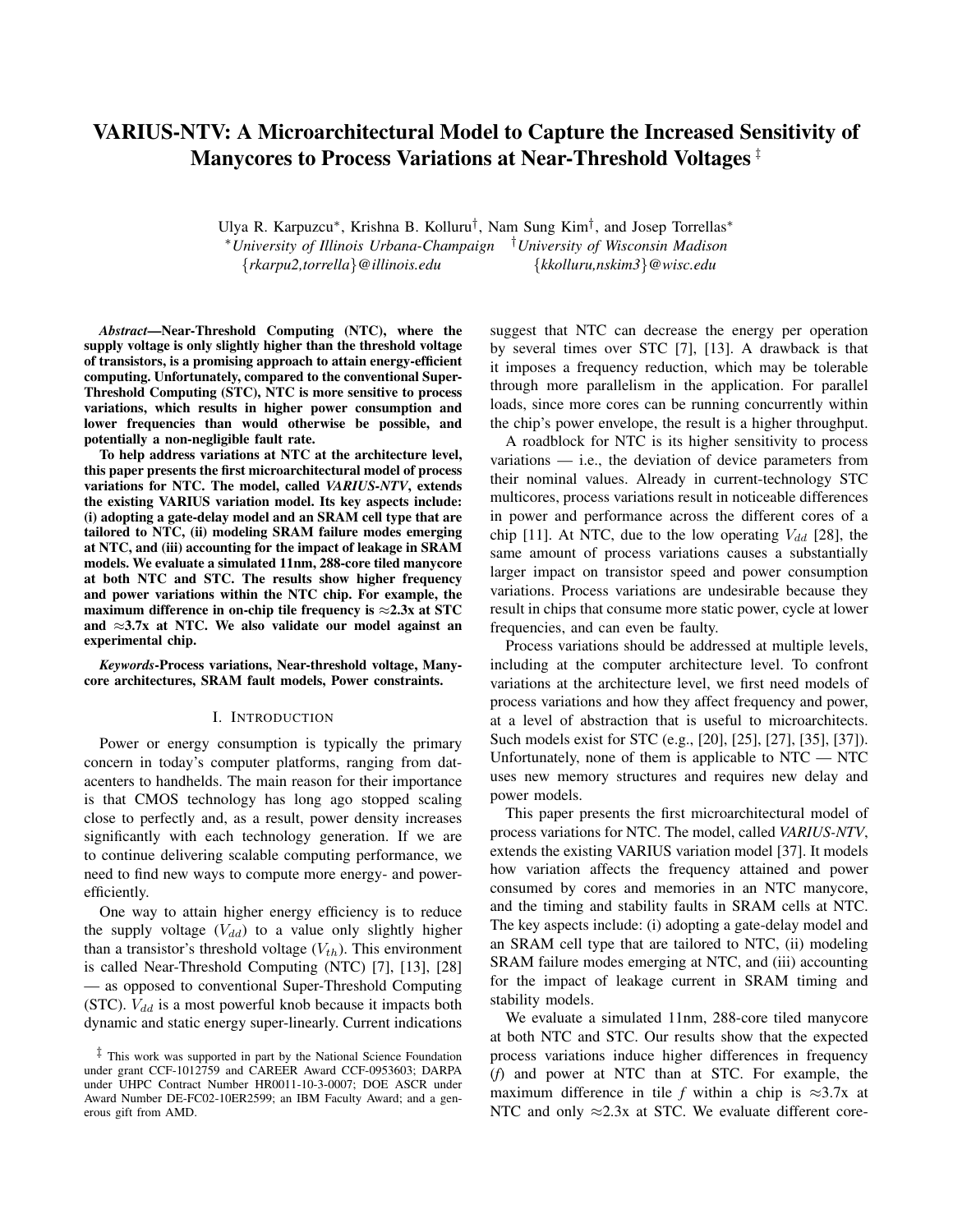# VARIUS-NTV: A Microarchitectural Model to Capture the Increased Sensitivity of Manycores to Process Variations at Near-Threshold Voltages [‡]

Ulya R. Karpuzcu[*], Krishna B. Kolluru[†], Nam Sung Kim[†], and Josep Torrellas[*]

[*]*University of Illinois Urbana-Champaign* [†]*University of Wisconsin Madison*

{*rkarpu2,torrella*}*@illinois.edu* {*kkolluru,nskim3*}*@wisc.edu*

***Abstract*—Near-Threshold Computing (NTC), where the supply voltage is only slightly higher than the threshold voltage of transistors, is a promising approach to attain energy-efficient computing. Unfortunately, compared to the conventional Super-Threshold Computing (STC), NTC is more sensitive to process variations, which results in higher power consumption and lower frequencies than would otherwise be possible, and potentially a non-negligible fault rate.**

**To help address variations at NTC at the architecture level, this paper presents the first microarchitectural model of process variations for NTC. The model, called *VARIUS-NTV*, extends the existing VARIUS variation model. Its key aspects include: (i) adopting a gate-delay model and an SRAM cell type that are tailored to NTC, (ii) modeling SRAM failure modes emerging at NTC, and (iii) accounting for the impact of leakage in SRAM models. We evaluate a simulated 11nm, 288-core tiled manycore at both NTC and STC. The results show higher frequency and power variations within the NTC chip. For example, the maximum difference in on-chip tile frequency is ≈2.3x at STC and ≈3.7x at NTC. We also validate our model against an experimental chip.**

***Keywords*-Process variations, Near-threshold voltage, Manycore architectures, SRAM fault models, Power constraints.**

## I. Introduction

Power or energy consumption is typically the primary concern in today's computer platforms, ranging from datacenters to handhelds. The main reason for their importance is that CMOS technology has long ago stopped scaling close to perfectly and, as a result, power density increases significantly with each technology generation. If we are to continue delivering scalable computing performance, we need to find new ways to compute more energy- and power-efficiently.

One way to attain higher energy efficiency is to reduce the supply voltage ($V_{dd}$) to a value only slightly higher than a transistor's threshold voltage ($V_{th}$). This environment is called Near-Threshold Computing (NTC) [7], [13], [28] — as opposed to conventional Super-Threshold Computing (STC). $V_{dd}$ is a most powerful knob because it impacts both dynamic and static energy super-linearly. Current indications suggest that NTC can decrease the energy per operation by several times over STC [7], [13]. A drawback is that it imposes a frequency reduction, which may be tolerable through more parallelism in the application. For parallel loads, since more cores can be running concurrently within the chip's power envelope, the result is a higher throughput.

A roadblock for NTC is its higher sensitivity to process variations — i.e., the deviation of device parameters from their nominal values. Already in current-technology STC multicores, process variations result in noticeable differences in power and performance across the different cores of a chip [11]. At NTC, due to the low operating $V_{dd}$ [28], the same amount of process variations causes a substantially larger impact on transistor speed and power consumption variations. Process variations are undesirable because they result in chips that consume more static power, cycle at lower frequencies, and can even be faulty.

Process variations should be addressed at multiple levels, including at the computer architecture level. To confront variations at the architecture level, we first need models of process variations and how they affect frequency and power, at a level of abstraction that is useful to microarchitects. Such models exist for STC (e.g., [20], [25], [27], [35], [37]). Unfortunately, none of them is applicable to NTC — NTC uses new memory structures and requires new delay and power models.

This paper presents the first microarchitectural model of process variations for NTC. The model, called *VARIUS-NTV*, extends the existing VARIUS variation model [37]. It models how variation affects the frequency attained and power consumed by cores and memories in an NTC manycore, and the timing and stability faults in SRAM cells at NTC. The key aspects include: (i) adopting a gate-delay model and an SRAM cell type that are tailored to NTC, (ii) modeling SRAM failure modes emerging at NTC, and (iii) accounting for the impact of leakage current in SRAM timing and stability models.

We evaluate a simulated 11nm, 288-core tiled manycore at both NTC and STC. Our results show that the expected process variations induce higher differences in frequency (*f*) and power at NTC than at STC. For example, the maximum difference in tile *f* within a chip is ≈3.7x at NTC and only ≈2.3x at STC. We evaluate different core-

[‡] This work was supported in part by the National Science Foundation under grant CCF-1012759 and CAREER Award CCF-0953603; DARPA under UHPC Contract Number HR0011-10-3-0007; DOE ASCR under Award Number DE-FC02-10ER2599; an IBM Faculty Award; and a generous gift from AMD.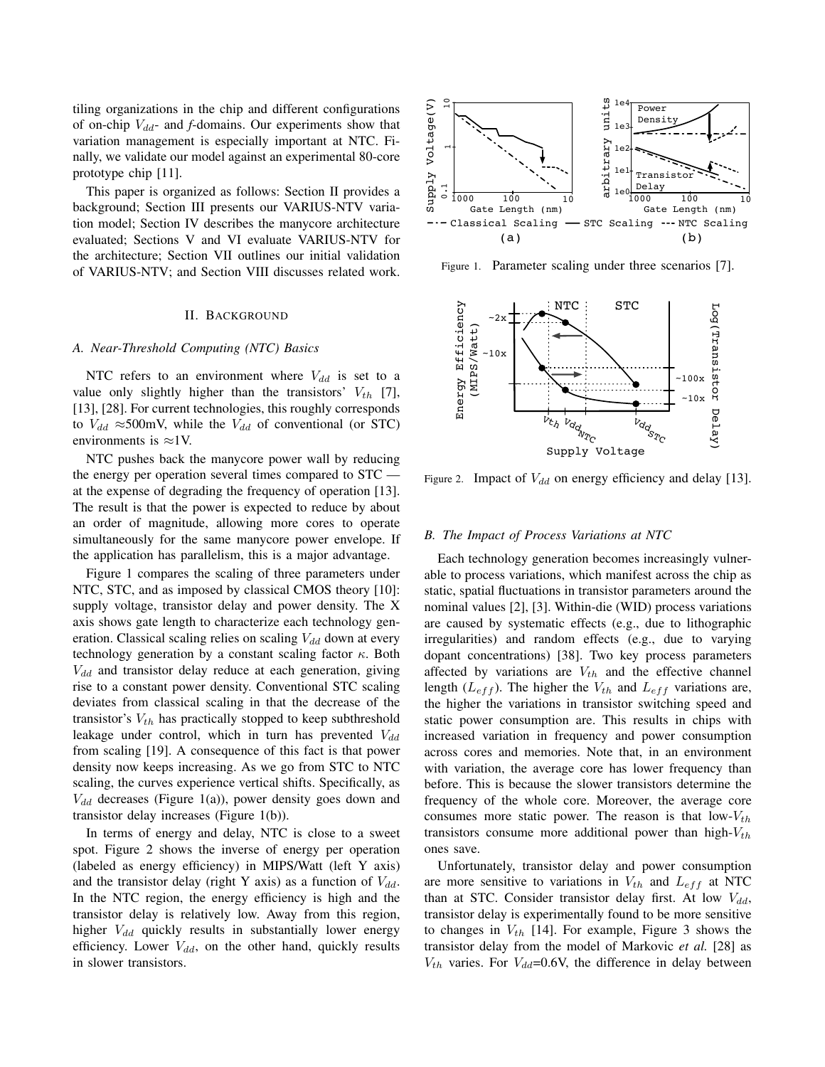tiling organizations in the chip and different configurations of on-chip $V_{dd}$- and *f*-domains. Our experiments show that variation management is especially important at NTC. Finally, we validate our model against an experimental 80-core prototype chip [11].

This paper is organized as follows: Section II provides a background; Section III presents our VARIUS-NTV variation model; Section IV describes the manycore architecture evaluated; Sections V and VI evaluate VARIUS-NTV for the architecture; Section VII outlines our initial validation of VARIUS-NTV; and Section VIII discusses related work.

## II. Background

### A. Near-Threshold Computing (NTC) Basics

NTC refers to an environment where $V_{dd}$ is set to a value only slightly higher than the transistors' $V_{th}$ [7], [13], [28]. For current technologies, this roughly corresponds to $V_{dd}$ ≈500mV, while the $V_{dd}$ of conventional (or STC) environments is ≈1V.

NTC pushes back the manycore power wall by reducing the energy per operation several times compared to STC — at the expense of degrading the frequency of operation [13]. The result is that the power is expected to reduce by about an order of magnitude, allowing more cores to operate simultaneously for the same manycore power envelope. If the application has parallelism, this is a major advantage.

Figure 1 compares the scaling of three parameters under NTC, STC, and as imposed by classical CMOS theory [10]: supply voltage, transistor delay and power density. The X axis shows gate length to characterize each technology generation. Classical scaling relies on scaling $V_{dd}$ down at every technology generation by a constant scaling factor $\kappa$. Both $V_{dd}$ and transistor delay reduce at each generation, giving rise to a constant power density. Conventional STC scaling deviates from classical scaling in that the decrease of the transistor's $V_{th}$ has practically stopped to keep subthreshold leakage under control, which in turn has prevented $V_{dd}$ from scaling [19]. A consequence of this fact is that power density now keeps increasing. As we go from STC to NTC scaling, the curves experience vertical shifts. Specifically, as $V_{dd}$ decreases (Figure 1(a)), power density goes down and transistor delay increases (Figure 1(b)).

In terms of energy and delay, NTC is close to a sweet spot. Figure 2 shows the inverse of energy per operation (labeled as energy efficiency) in MIPS/Watt (left Y axis) and the transistor delay (right Y axis) as a function of $V_{dd}$. In the NTC region, the energy efficiency is high and the transistor delay is relatively low. Away from this region, higher $V_{dd}$ quickly results in substantially lower energy efficiency. Lower $V_{dd}$, on the other hand, quickly results in slower transistors.

Figure 1. Parameter scaling under three scenarios [7].

Figure 2. Impact of $V_{dd}$ on energy efficiency and delay [13].

### B. The Impact of Process Variations at NTC

Each technology generation becomes increasingly vulnerable to process variations, which manifest across the chip as static, spatial fluctuations in transistor parameters around the nominal values [2], [3]. Within-die (WID) process variations are caused by systematic effects (e.g., due to lithographic irregularities) and random effects (e.g., due to varying dopant concentrations) [38]. Two key process parameters affected by variations are $V_{th}$ and the effective channel length ($L_{eff}$). The higher the $V_{th}$ and $L_{eff}$ variations are, the higher the variations in transistor switching speed and static power consumption are. This results in chips with increased variation in frequency and power consumption across cores and memories. Note that, in an environment with variation, the average core has lower frequency than before. This is because the slower transistors determine the frequency of the whole core. Moreover, the average core consumes more static power. The reason is that low-$V_{th}$ transistors consume more additional power than high-$V_{th}$ ones save.

Unfortunately, transistor delay and power consumption are more sensitive to variations in $V_{th}$ and $L_{eff}$ at NTC than at STC. Consider transistor delay first. At low $V_{dd}$, transistor delay is experimentally found to be more sensitive to changes in $V_{th}$ [14]. For example, Figure 3 shows the transistor delay from the model of Markovic *et al.* [28] as $V_{th}$ varies. For $V_{dd}$=0.6V, the difference in delay between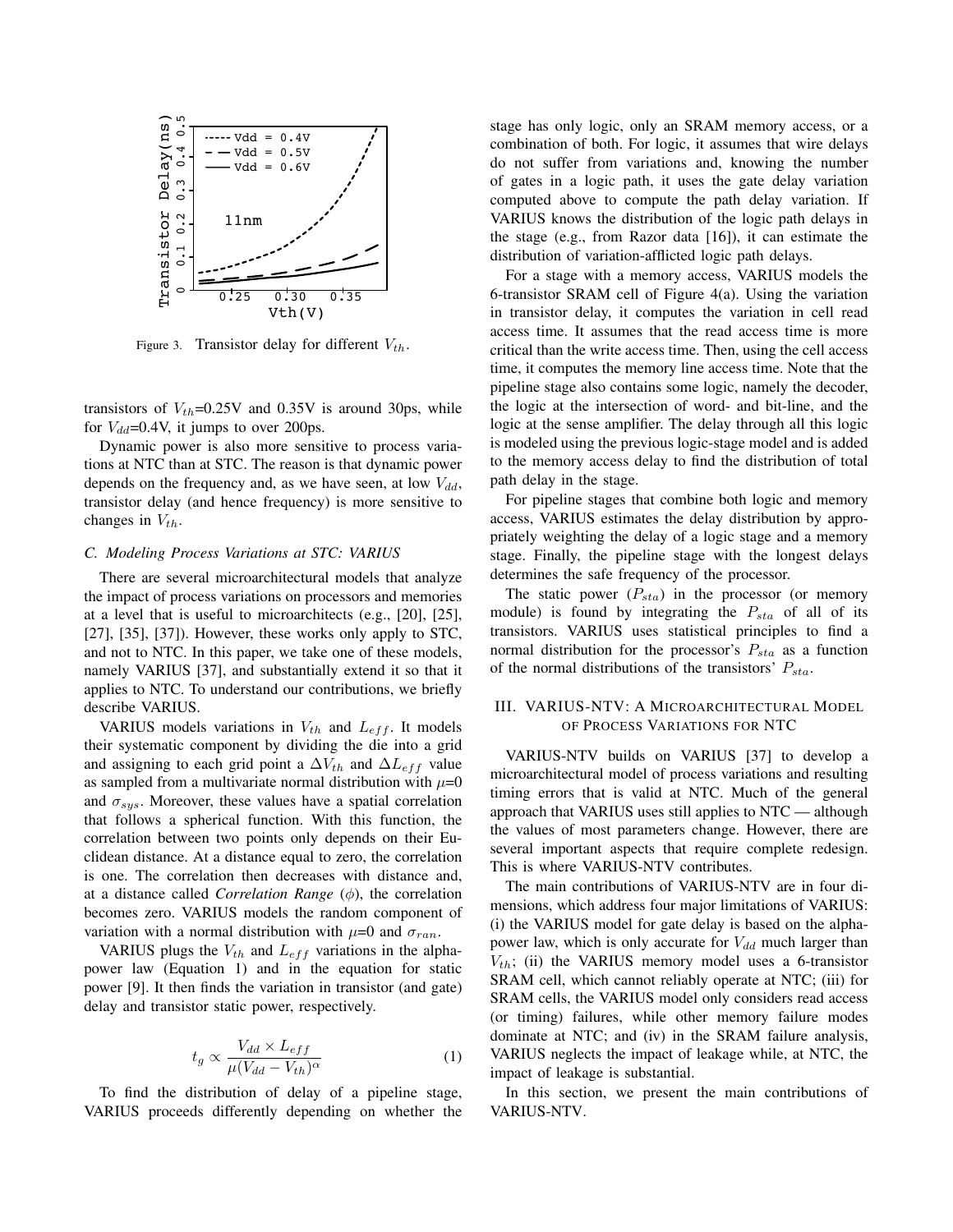Figure 3. Transistor delay for different $V_{th}$.

transistors of $V_{th}$=0.25V and 0.35V is around 30ps, while for $V_{dd}$=0.4V, it jumps to over 200ps.

Dynamic power is also more sensitive to process variations at NTC than at STC. The reason is that dynamic power depends on the frequency and, as we have seen, at low $V_{dd}$, transistor delay (and hence frequency) is more sensitive to changes in $V_{th}$.

### C. Modeling Process Variations at STC: VARIUS

There are several microarchitectural models that analyze the impact of process variations on processors and memories at a level that is useful to microarchitects (e.g., [20], [25], [27], [35], [37]). However, these works only apply to STC, and not to NTC. In this paper, we take one of these models, namely VARIUS [37], and substantially extend it so that it applies to NTC. To understand our contributions, we briefly describe VARIUS.

VARIUS models variations in $V_{th}$ and $L_{eff}$. It models their systematic component by dividing the die into a grid and assigning to each grid point a $\Delta V_{th}$ and $\Delta L_{eff}$ value as sampled from a multivariate normal distribution with $\mu$=0 and $\sigma_{sys}$. Moreover, these values have a spatial correlation that follows a spherical function. With this function, the correlation between two points only depends on their Euclidean distance. At a distance equal to zero, the correlation is one. The correlation then decreases with distance and, at a distance called *Correlation Range* ($\phi$), the correlation becomes zero. VARIUS models the random component of variation with a normal distribution with $\mu$=0 and $\sigma_{ran}$.

VARIUS plugs the $V_{th}$ and $L_{eff}$ variations in the alpha-power law (Equation 1) and in the equation for static power [9]. It then finds the variation in transistor (and gate) delay and transistor static power, respectively.

$$t_g \propto \frac{V_{dd} \times L_{eff}}{\mu (V_{dd} - V_{th})^{\alpha}} \tag{1}$$

To find the distribution of delay of a pipeline stage, VARIUS proceeds differently depending on whether the stage has only logic, only an SRAM memory access, or a combination of both. For logic, it assumes that wire delays do not suffer from variations and, knowing the number of gates in a logic path, it uses the gate delay variation computed above to compute the path delay variation. If VARIUS knows the distribution of the logic path delays in the stage (e.g., from Razor data [16]), it can estimate the distribution of variation-afflicted logic path delays.

For a stage with a memory access, VARIUS models the 6-transistor SRAM cell of Figure 4(a). Using the variation in transistor delay, it computes the variation in cell read access time. It assumes that the read access time is more critical than the write access time. Then, using the cell access time, it computes the memory line access time. Note that the pipeline stage also contains some logic, namely the decoder, the logic at the intersection of word- and bit-line, and the logic at the sense amplifier. The delay through all this logic is modeled using the previous logic-stage model and is added to the memory access delay to find the distribution of total path delay in the stage.

For pipeline stages that combine both logic and memory access, VARIUS estimates the delay distribution by appropriately weighting the delay of a logic stage and a memory stage. Finally, the pipeline stage with the longest delays determines the safe frequency of the processor.

The static power ($P_{sta}$) in the processor (or memory module) is found by integrating the $P_{sta}$ of all of its transistors. VARIUS uses statistical principles to find a normal distribution for the processor's $P_{sta}$ as a function of the normal distributions of the transistors' $P_{sta}$.

## III. VARIUS-NTV: A Microarchitectural Model of Process Variations for NTC

VARIUS-NTV builds on VARIUS [37] to develop a microarchitectural model of process variations and resulting timing errors that is valid at NTC. Much of the general approach that VARIUS uses still applies to NTC — although the values of most parameters change. However, there are several important aspects that require complete redesign. This is where VARIUS-NTV contributes.

The main contributions of VARIUS-NTV are in four dimensions, which address four major limitations of VARIUS: (i) the VARIUS model for gate delay is based on the alpha-power law, which is only accurate for $V_{dd}$ much larger than $V_{th}$; (ii) the VARIUS memory model uses a 6-transistor SRAM cell, which cannot reliably operate at NTC; (iii) for SRAM cells, the VARIUS model only considers read access (or timing) failures, while other memory failure modes dominate at NTC; and (iv) in the SRAM failure analysis, VARIUS neglects the impact of leakage while, at NTC, the impact of leakage is substantial.

In this section, we present the main contributions of VARIUS-NTV.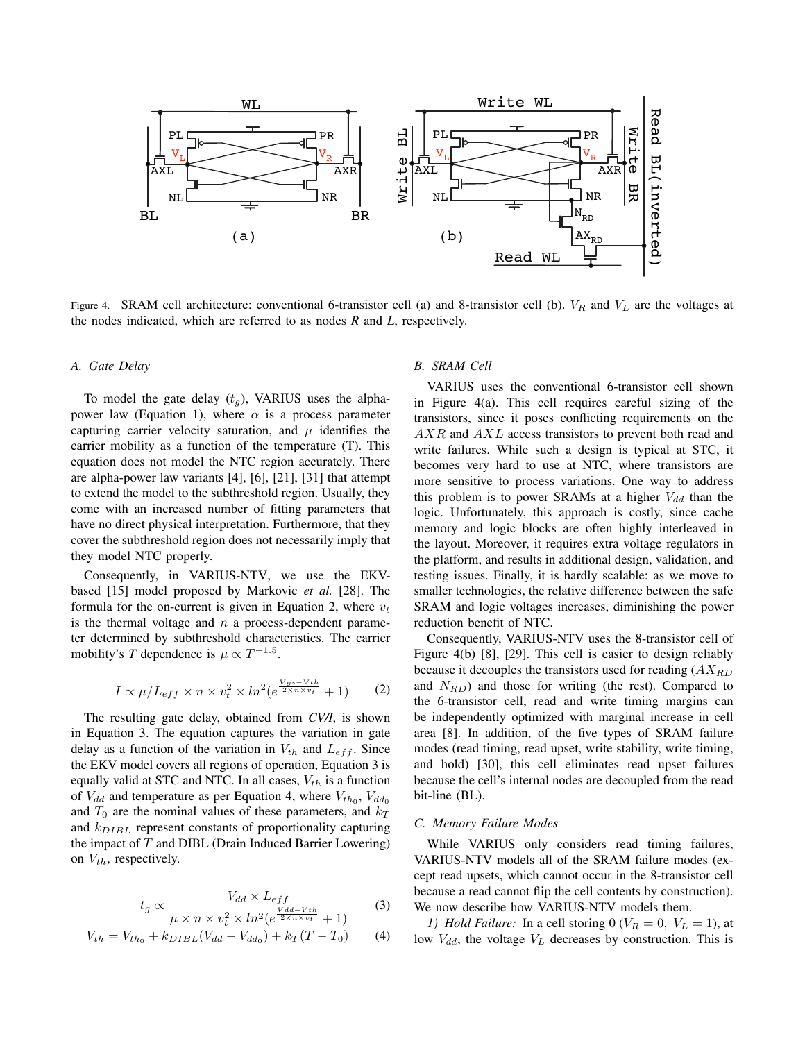Figure 4. SRAM cell architecture: conventional 6-transistor cell (a) and 8-transistor cell (b). $V_R$ and $V_L$ are the voltages at the nodes indicated, which are referred to as nodes *R* and *L*, respectively.

### A. Gate Delay

To model the gate delay ($t_g$), VARIUS uses the alpha-power law (Equation 1), where $\alpha$ is a process parameter capturing carrier velocity saturation, and $\mu$ identifies the carrier mobility as a function of the temperature (T). This equation does not model the NTC region accurately. There are alpha-power law variants [4], [6], [21], [31] that attempt to extend the model to the subthreshold region. Usually, they come with an increased number of fitting parameters that have no direct physical interpretation. Furthermore, that they cover the subthreshold region does not necessarily imply that they model NTC properly.

Consequently, in VARIUS-NTV, we use the EKV-based [15] model proposed by Markovic *et al.* [28]. The formula for the on-current is given in Equation 2, where $v_t$ is the thermal voltage and $n$ a process-dependent parameter determined by subthreshold characteristics. The carrier mobility's *T* dependence is $\mu \propto T^{-1.5}$.

$$I \propto \mu / L_{eff} \times n \times v_t^2 \times ln^2(e^{\frac{V_{gs}-V_{th}}{2 \times n \times v_t}} + 1) \quad (2)$$

The resulting gate delay, obtained from *CV/I*, is shown in Equation 3. The equation captures the variation in gate delay as a function of the variation in $V_{th}$ and $L_{eff}$. Since the EKV model covers all regions of operation, Equation 3 is equally valid at STC and NTC. In all cases, $V_{th}$ is a function of $V_{dd}$ and temperature as per Equation 4, where $V_{th_0}$, $V_{dd_0}$ and $T_0$ are the nominal values of these parameters, and $k_T$ and $k_{DIBL}$ represent constants of proportionality capturing the impact of *T* and DIBL (Drain Induced Barrier Lowering) on $V_{th}$, respectively.

$$t_g \propto \frac{V_{dd} \times L_{eff}}{\mu \times n \times v_t^2 \times ln^2(e^{\frac{V_{dd}-V_{th}}{2 \times n \times v_t}} + 1)} \quad (3)$$

$$V_{th} = V_{th_0} + k_{DIBL}(V_{dd} - V_{dd_0}) + k_T(T - T_0) \quad (4)$$

### B. SRAM Cell

VARIUS uses the conventional 6-transistor cell shown in Figure 4(a). This cell requires careful sizing of the transistors, since it poses conflicting requirements on the $AXR$ and $AXL$ access transistors to prevent both read and write failures. While such a design is typical at STC, it becomes very hard to use at NTC, where transistors are more sensitive to process variations. One way to address this problem is to power SRAMs at a higher $V_{dd}$ than the logic. Unfortunately, this approach is costly, since cache memory and logic blocks are often highly interleaved in the layout. Moreover, it requires extra voltage regulators in the platform, and results in additional design, validation, and testing issues. Finally, it is hardly scalable: as we move to smaller technologies, the relative difference between the safe SRAM and logic voltages increases, diminishing the power reduction benefit of NTC.

Consequently, VARIUS-NTV uses the 8-transistor cell of Figure 4(b) [8], [29]. This cell is easier to design reliably because it decouples the transistors used for reading ($AX_{RD}$ and $N_{RD}$) and those for writing (the rest). Compared to the 6-transistor cell, read and write timing margins can be independently optimized with marginal increase in cell area [8]. In addition, of the five types of SRAM failure modes (read timing, read upset, write stability, write timing, and hold) [30], this cell eliminates read upset failures because the cell's internal nodes are decoupled from the read bit-line (BL).

### C. Memory Failure Modes

While VARIUS only considers read timing failures, VARIUS-NTV models all of the SRAM failure modes (except read upsets, which cannot occur in the 8-transistor cell because a read cannot flip the cell contents by construction). We now describe how VARIUS-NTV models them.

*1) Hold Failure:* In a cell storing 0 ($V_R = 0$, $V_L = 1$), at low $V_{dd}$, the voltage $V_L$ decreases by construction. This is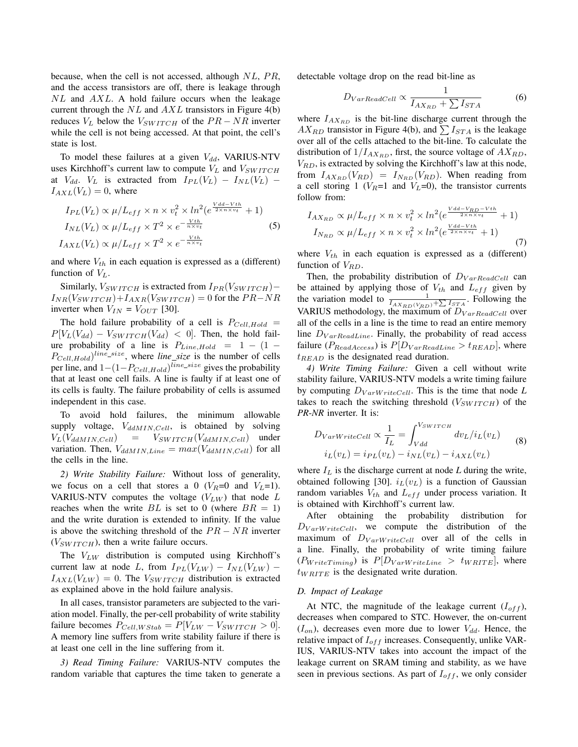because, when the cell is not accessed, although $NL$, $PR$, and the access transistors are off, there is leakage through $NL$ and $AXL$. A hold failure occurs when the leakage current through the $NL$ and $AXL$ transistors in Figure 4(b) reduces $V_L$ below the $V_{SWITCH}$ of the $PR-NR$ inverter while the cell is not being accessed. At that point, the cell's state is lost.

To model these failures at a given $V_{dd}$, VARIUS-NTV uses Kirchhoff's current law to compute $V_L$ and $V_{SWITCH}$ at $V_{dd}$. $V_L$ is extracted from $I_{PL}(V_L) - I_{NL}(V_L) - I_{AXL}(V_L) = 0$, where

$$
\begin{aligned}
I_{PL}(V_L) &\propto \mu/L_{eff} \times n \times v_t^2 \times ln^2(e^{\frac{Vdd-Vth}{2\times n\times v_t}}+1) \\
I_{NL}(V_L) &\propto \mu/L_{eff} \times T^2 \times e^{-\frac{Vth}{n\times v_t}} \\
I_{AXL}(V_L) &\propto \mu/L_{eff} \times T^2 \times e^{-\frac{Vth}{n\times v_t}}
\end{aligned}
\tag{5}
$$

and where $V_{th}$ in each equation is expressed as a (different) function of $V_L$.

Similarly, $V_{SWITCH}$ is extracted from $I_{PR}(V_{SWITCH}) - I_{NR}(V_{SWITCH}) + I_{AXR}(V_{SWITCH}) = 0$ for the $PR-NR$ inverter when $V_{IN}$ = $V_{OUT}$ [30].

The hold failure probability of a cell is $P_{Cell,Hold} = P[V_L(V_{dd}) - V_{SWITCH}(V_{dd}) < 0]$. Then, the hold failure probability of a line is $P_{Line,Hold} = 1-(1-P_{Cell,Hold})^{line\_size}$, where *line_size* is the number of cells per line, and $1-(1-P_{Cell,Hold})^{line\_size}$ gives the probability that at least one cell fails. A line is faulty if at least one of its cells is faulty. The failure probability of cells is assumed independent in this case.

To avoid hold failures, the minimum allowable supply voltage, $V_{ddMIN,Cell}$, is obtained by solving $V_L(V_{ddMIN,Cell}) = V_{SWITCH}(V_{ddMIN,Cell})$ under variation. Then, $V_{ddMIN,Line} = max(V_{ddMIN,Cell})$ for all the cells in the line.

*2) Write Stability Failure:* Without loss of generality, we focus on a cell that stores a 0 ($V_R$=0 and $V_L$=1). VARIUS-NTV computes the voltage ($V_{LW}$) that node $L$ reaches when the write $BL$ is set to 0 (where $BR$ = 1) and the write duration is extended to infinity. If the value is above the switching threshold of the $PR-NR$ inverter ($V_{SWITCH}$), then a write failure occurs.

The $V_{LW}$ distribution is computed using Kirchhoff's current law at node $L$, from $I_{PL}(V_{LW}) - I_{NL}(V_{LW}) - I_{AXL}(V_{LW}) = 0$. The $V_{SWITCH}$ distribution is extracted as explained above in the hold failure analysis.

In all cases, transistor parameters are subjected to the variation model. Finally, the per-cell probability of write stability failure becomes $P_{Cell,WStab} = P[V_{LW} - V_{SWITCH} > 0]$. A memory line suffers from write stability failure if there is at least one cell in the line suffering from it.

*3) Read Timing Failure:* VARIUS-NTV computes the random variable that captures the time taken to generate a detectable voltage drop on the read bit-line as

$$
D_{VarReadCell} \propto \frac{1}{I_{AX_{RD}} + \sum I_{STA}} \tag{6}
$$

where $I_{AX_{RD}}$ is the bit-line discharge current through the $AX_{RD}$ transistor in Figure 4(b), and $\sum I_{STA}$ is the leakage over all of the cells attached to the bit-line. To calculate the distribution of $1/I_{AX_{RD}}$, first, the source voltage of $AX_{RD}$, $V_{RD}$, is extracted by solving the Kirchhoff's law at this node, from $I_{AX_{RD}}(V_{RD}) = I_{N_{RD}}(V_{RD})$. When reading from a cell storing 1 ($V_R$=1 and $V_L$=0), the transistor currents follow from:

$$
\begin{aligned}
I_{AX_{RD}} &\propto \mu/L_{eff} \times n \times v_t^2 \times ln^2(e^{\frac{Vdd-V_{RD}-Vth}{2\times n\times v_t}}+1) \\
I_{N_{RD}} &\propto \mu/L_{eff} \times n \times v_t^2 \times ln^2(e^{\frac{Vdd-Vth}{2\times n\times v_t}}+1)
\end{aligned}
\tag{7}
$$

where $V_{th}$ in each equation is expressed as a (different) function of $V_{RD}$.

Then, the probability distribution of $D_{VarReadCell}$ can be attained by applying those of $V_{th}$ and $L_{eff}$ given by the variation model to $\frac{1}{I_{AX_{RD}(V_{RD})}+\sum I_{STA}}$. Following the VARIUS methodology, the maximum of $D_{VarReadCell}$ over all of the cells in a line is the time to read an entire memory line $D_{VarReadLine}$. Finally, the probability of read access failure ($P_{ReadAccess}$) is $P[D_{VarReadLine} > t_{READ}]$, where $t_{READ}$ is the designated read duration.

*4) Write Timing Failure:* Given a cell without write stability failure, VARIUS-NTV models a write timing failure by computing $D_{VarWriteCell}$. This is the time that node *L* takes to reach the switching threshold ($V_{SWITCH}$) of the *PR-NR* inverter. It is:

$$
\begin{aligned}
D_{VarWriteCell} &\propto \frac{1}{I_L} = \int_{Vdd}^{V_{SWITCH}} dv_L/i_L(v_L) \\
i_L(v_L) &= i_{PL}(v_L) - i_{NL}(v_L) - i_{AXL}(v_L)
\end{aligned}
\tag{8}
$$

where $I_L$ is the discharge current at node *L* during the write, obtained following [30]. $i_L(v_L)$ is a function of Gaussian random variables $V_{th}$ and $L_{eff}$ under process variation. It is obtained with Kirchhoff's current law.

After obtaining the probability distribution for $D_{VarWriteCell}$, we compute the distribution of the maximum of $D_{VarWriteCell}$ over all of the cells in a line. Finally, the probability of write timing failure ($P_{WriteTiming}$) is $P[D_{VarWriteLine} > t_{WRITE}]$, where $t_{WRITE}$ is the designated write duration.

### D. Impact of Leakage

At NTC, the magnitude of the leakage current ($I_{off}$), decreases when compared to STC. However, the on-current ($I_{on}$), decreases even more due to lower $V_{dd}$. Hence, the relative impact of $I_{off}$ increases. Consequently, unlike VARIUS, VARIUS-NTV takes into account the impact of the leakage current on SRAM timing and stability, as we have seen in previous sections. As part of $I_{off}$, we only consider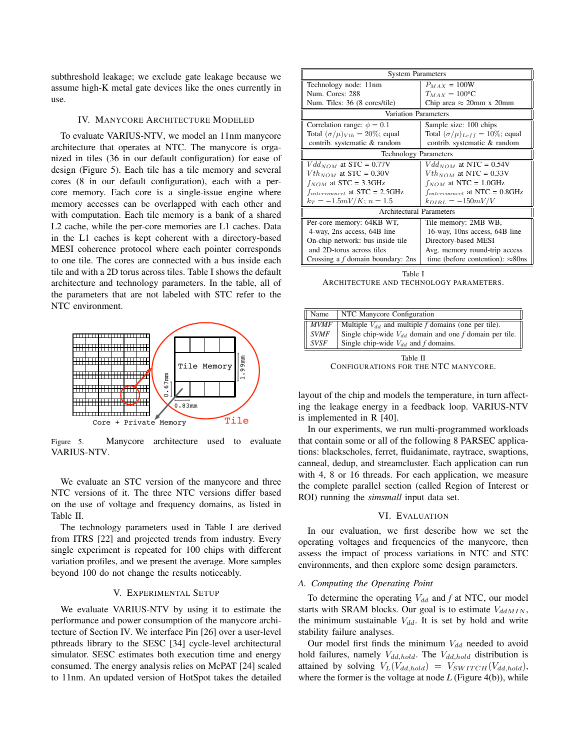subthreshold leakage; we exclude gate leakage because we assume high-K metal gate devices like the ones currently in use.

## IV. Manycore Architecture Modeled

To evaluate VARIUS-NTV, we model an 11nm manycore architecture that operates at NTC. The manycore is organized in tiles (36 in our default configuration) for ease of design (Figure 5). Each tile has a tile memory and several cores (8 in our default configuration), each with a per-core memory. Each core is a single-issue engine where memory accesses can be overlapped with each other and with computation. Each tile memory is a bank of a shared L2 cache, while the per-core memories are L1 caches. Data in the L1 caches is kept coherent with a directory-based MESI coherence protocol where each pointer corresponds to one tile. The cores are connected with a bus inside each tile and with a 2D torus across tiles. Table I shows the default architecture and technology parameters. In the table, all of the parameters that are not labeled with STC refer to the NTC environment.

Figure 5. Manycore architecture used to evaluate VARIUS-NTV.

We evaluate an STC version of the manycore and three NTC versions of it. The three NTC versions differ based on the use of voltage and frequency domains, as listed in Table II.

The technology parameters used in Table I are derived from ITRS [22] and projected trends from industry. Every single experiment is repeated for 100 chips with different variation profiles, and we present the average. More samples beyond 100 do not change the results noticeably.

## V. Experimental Setup

We evaluate VARIUS-NTV by using it to estimate the performance and power consumption of the manycore architecture of Section IV. We interface Pin [26] over a user-level pthreads library to the SESC [34] cycle-level architectural simulator. SESC estimates both execution time and energy consumed. The energy analysis relies on McPAT [24] scaled to 11nm. An updated version of HotSpot takes the detailed layout of the chip and models the temperature, in turn affecting the leakage energy in a feedback loop. VARIUS-NTV is implemented in R [40].

| System Parameters | |
|---|---|
| Technology node: 11nm<br>Num. Cores: 288<br>Num. Tiles: 36 (8 cores/tile) | $P_{MAX}$ = 100W<br>$T_{MAX} = 100^oC$<br>Chip area ≈ 20mm x 20mm |
| **Variation Parameters** | |
| Correlation range: $\phi = 0.1$<br>Total $(\sigma/\mu)_{Vth} = 20\%$; equal contrib. systematic & random | Sample size: 100 chips<br>Total $(\sigma/\mu)_{Leff} = 10\%$; equal contrib. systematic & random |
| **Technology Parameters** | |
| $Vdd_{NOM}$ at STC = 0.77V<br>$Vth_{NOM}$ at STC = 0.30V<br>$f_{NOM}$ at STC = 3.3GHz<br>$f_{interconnect}$ at STC = 2.5GHz<br>$k_T = -1.5mV/K$; $n = 1.5$ | $Vdd_{NOM}$ at NTC = 0.54V<br>$Vth_{NOM}$ at NTC = 0.33V<br>$f_{NOM}$ at NTC = 1.0GHz<br>$f_{interconnect}$ at NTC = 0.8GHz<br>$k_{DIBL} = -150mV/V$ |
| **Architectural Parameters** | |
| Per-core memory: 64KB WT, 4-way, 2ns access, 64B line<br>On-chip network: bus inside tile and 2D-torus across tiles<br>Crossing a *f* domain boundary: 2ns | Tile memory: 2MB WB, 16-way, 10ns access, 64B line<br>Directory-based MESI<br>Avg. memory round-trip access time (before contention): ≈80ns |

Table I
Architecture and technology parameters.

| Name | NTC Manycore Configuration |
|---|---|
| *MVMF* | Multiple $V_{dd}$ and multiple *f* domains (one per tile). |
| *SVMF* | Single chip-wide $V_{dd}$ domain and one *f* domain per tile. |
| *SVSF* | Single chip-wide $V_{dd}$ and *f* domains. |

Table II
Configurations for the NTC manycore.

In our experiments, we run multi-programmed workloads that contain some or all of the following 8 PARSEC applications: blackscholes, ferret, fluidanimate, raytrace, swaptions, canneal, dedup, and streamcluster. Each application can run with 4, 8 or 16 threads. For each application, we measure the complete parallel section (called Region of Interest or ROI) running the *simsmall* input data set.

## VI. Evaluation

In our evaluation, we first describe how we set the operating voltages and frequencies of the manycore, then assess the impact of process variations in NTC and STC environments, and then explore some design parameters.

### A. Computing the Operating Point

To determine the operating $V_{dd}$ and *f* at NTC, our model starts with SRAM blocks. Our goal is to estimate $V_{ddMIN}$, the minimum sustainable $V_{dd}$. It is set by hold and write stability failure analyses.

Our model first finds the minimum $V_{dd}$ needed to avoid hold failures, namely $V_{dd,hold}$. The $V_{dd,hold}$ distribution is attained by solving $V_L(V_{dd,hold}) = V_{SWITCH}(V_{dd,hold})$, where the former is the voltage at node *L* (Figure 4(b)), while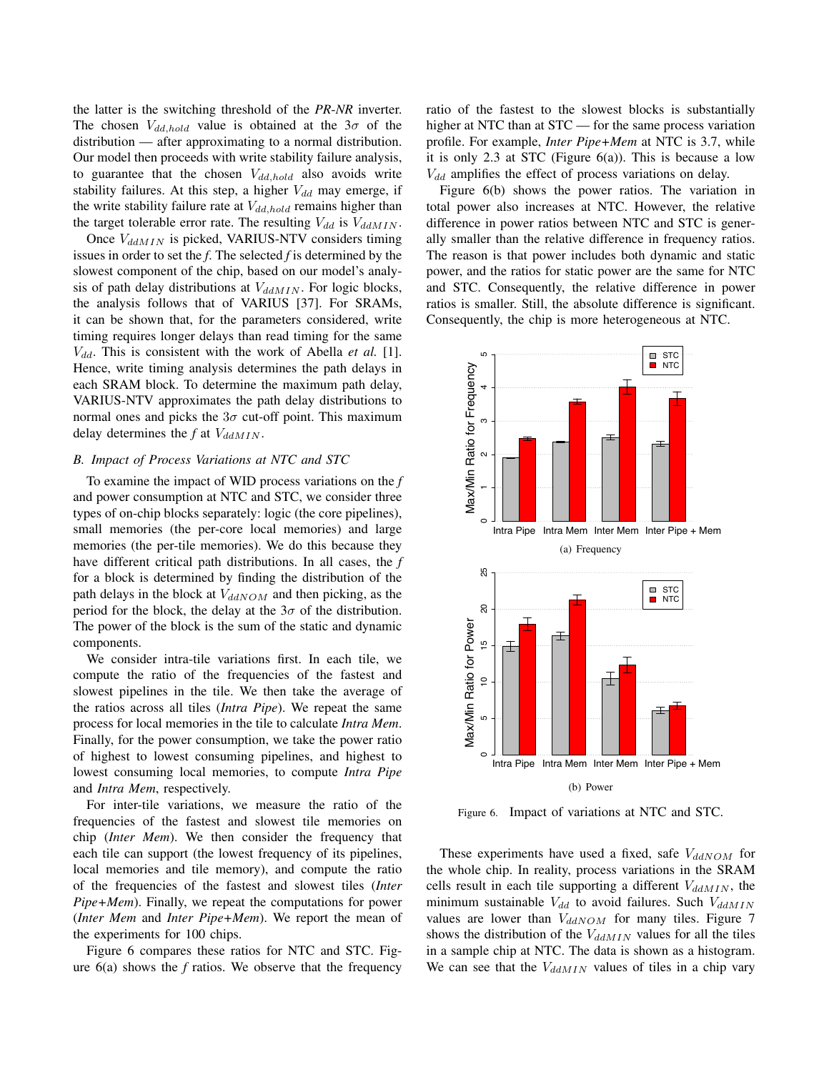the latter is the switching threshold of the *PR-NR* inverter. The chosen $V_{dd,hold}$ value is obtained at the $3\sigma$ of the distribution — after approximating to a normal distribution. Our model then proceeds with write stability failure analysis, to guarantee that the chosen $V_{dd,hold}$ also avoids write stability failures. At this step, a higher $V_{dd}$ may emerge, if the write stability failure rate at $V_{dd,hold}$ remains higher than the target tolerable error rate. The resulting $V_{dd}$ is $V_{ddMIN}$.

Once $V_{ddMIN}$ is picked, VARIUS-NTV considers timing issues in order to set the *f*. The selected *f* is determined by the slowest component of the chip, based on our model's analysis of path delay distributions at $V_{ddMIN}$. For logic blocks, the analysis follows that of VARIUS [37]. For SRAMs, it can be shown that, for the parameters considered, write timing requires longer delays than read timing for the same $V_{dd}$. This is consistent with the work of Abella *et al.* [1]. Hence, write timing analysis determines the path delays in each SRAM block. To determine the maximum path delay, VARIUS-NTV approximates the path delay distributions to normal ones and picks the $3\sigma$ cut-off point. This maximum delay determines the *f* at $V_{ddMIN}$.

### *B. Impact of Process Variations at NTC and STC*

To examine the impact of WID process variations on the *f* and power consumption at NTC and STC, we consider three types of on-chip blocks separately: logic (the core pipelines), small memories (the per-core local memories) and large memories (the per-tile memories). We do this because they have different critical path distributions. In all cases, the *f* for a block is determined by finding the distribution of the path delays in the block at $V_{ddNOM}$ and then picking, as the period for the block, the delay at the $3\sigma$ of the distribution. The power of the block is the sum of the static and dynamic components.

We consider intra-tile variations first. In each tile, we compute the ratio of the frequencies of the fastest and slowest pipelines in the tile. We then take the average of the ratios across all tiles (*Intra Pipe*). We repeat the same process for local memories in the tile to calculate *Intra Mem*. Finally, for the power consumption, we take the power ratio of highest to lowest consuming pipelines, and highest to lowest consuming local memories, to compute *Intra Pipe* and *Intra Mem*, respectively.

For inter-tile variations, we measure the ratio of the frequencies of the fastest and slowest tile memories on chip (*Inter Mem*). We then consider the frequency that each tile can support (the lowest frequency of its pipelines, local memories and tile memory), and compute the ratio of the frequencies of the fastest and slowest tiles (*Inter Pipe+Mem*). Finally, we repeat the computations for power (*Inter Mem* and *Inter Pipe+Mem*). We report the mean of the experiments for 100 chips.

Figure 6 compares these ratios for NTC and STC. Figure 6(a) shows the *f* ratios. We observe that the frequency ratio of the fastest to the slowest blocks is substantially higher at NTC than at STC — for the same process variation profile. For example, *Inter Pipe+Mem* at NTC is 3.7, while it is only 2.3 at STC (Figure 6(a)). This is because a low $V_{dd}$ amplifies the effect of process variations on delay.

Figure 6(b) shows the power ratios. The variation in total power also increases at NTC. However, the relative difference in power ratios between NTC and STC is generally smaller than the relative difference in frequency ratios. The reason is that power includes both dynamic and static power, and the ratios for static power are the same for NTC and STC. Consequently, the relative difference in power ratios is smaller. Still, the absolute difference is significant. Consequently, the chip is more heterogeneous at NTC.

(a) Frequency

(b) Power

Figure 6. Impact of variations at NTC and STC.

These experiments have used a fixed, safe $V_{ddNOM}$ for the whole chip. In reality, process variations in the SRAM cells result in each tile supporting a different $V_{ddMIN}$, the minimum sustainable $V_{dd}$ to avoid failures. Such $V_{ddMIN}$ values are lower than $V_{ddNOM}$ for many tiles. Figure 7 shows the distribution of the $V_{ddMIN}$ values for all the tiles in a sample chip at NTC. The data is shown as a histogram. We can see that the $V_{ddMIN}$ values of tiles in a chip vary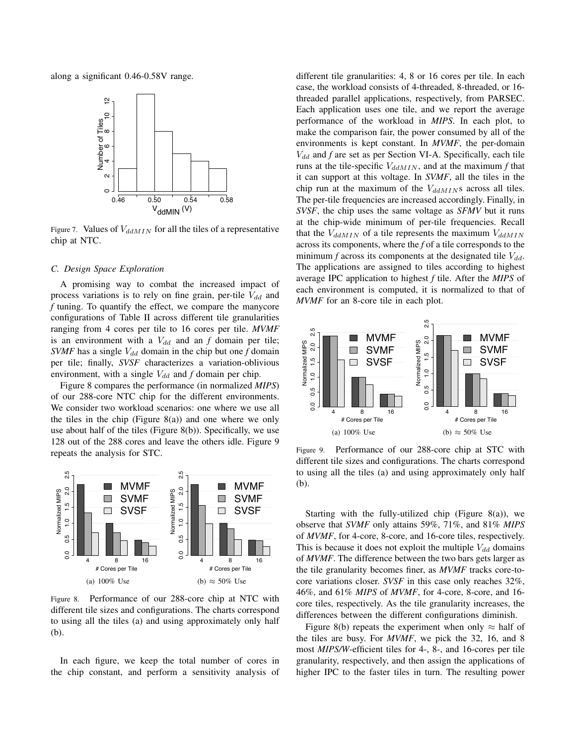along a significant 0.46-0.58V range.

Figure 7. Values of $V_{ddMIN}$ for all the tiles of a representative chip at NTC.

### C. Design Space Exploration

A promising way to combat the increased impact of process variations is to rely on fine grain, per-tile $V_{dd}$ and *f* tuning. To quantify the effect, we compare the manycore configurations of Table II across different tile granularities ranging from 4 cores per tile to 16 cores per tile. *MVMF* is an environment with a $V_{dd}$ and an *f* domain per tile; *SVMF* has a single $V_{dd}$ domain in the chip but one *f* domain per tile; finally, *SVSF* characterizes a variation-oblivious environment, with a single $V_{dd}$ and *f* domain per chip.

Figure 8 compares the performance (in normalized *MIPS*) of our 288-core NTC chip for the different environments. We consider two workload scenarios: one where we use all the tiles in the chip (Figure 8(a)) and one where we only use about half of the tiles (Figure 8(b)). Specifically, we use 128 out of the 288 cores and leave the others idle. Figure 9 repeats the analysis for STC.

(a) 100% Use (b) $\approx$ 50% Use

Figure 8. Performance of our 288-core chip at NTC with different tile sizes and configurations. The charts correspond to using all the tiles (a) and using approximately only half (b).

In each figure, we keep the total number of cores in the chip constant, and perform a sensitivity analysis of different tile granularities: 4, 8 or 16 cores per tile. In each case, the workload consists of 4-threaded, 8-threaded, or 16-threaded parallel applications, respectively, from PARSEC. Each application uses one tile, and we report the average performance of the workload in *MIPS*. In each plot, to make the comparison fair, the power consumed by all of the environments is kept constant. In *MVMF*, the per-domain $V_{dd}$ and *f* are set as per Section VI-A. Specifically, each tile runs at the tile-specific $V_{ddMIN}$, and at the maximum *f* that it can support at this voltage. In *SVMF*, all the tiles in the chip run at the maximum of the $V_{ddMIN}$s across all tiles. The per-tile frequencies are increased accordingly. Finally, in *SVSF*, the chip uses the same voltage as *SFMV* but it runs at the chip-wide minimum of per-tile frequencies. Recall that the $V_{ddMIN}$ of a tile represents the maximum $V_{ddMIN}$ across its components, where the *f* of a tile corresponds to the minimum *f* across its components at the designated tile $V_{dd}$. The applications are assigned to tiles according to highest average IPC application to highest *f* tile. After the *MIPS* of each environment is computed, it is normalized to that of *MVMF* for an 8-core tile in each plot.

(a) 100% Use (b) $\approx$ 50% Use

Figure 9. Performance of our 288-core chip at STC with different tile sizes and configurations. The charts correspond to using all the tiles (a) and using approximately only half (b).

Starting with the fully-utilized chip (Figure 8(a)), we observe that *SVMF* only attains 59%, 71%, and 81% *MIPS* of *MVMF*, for 4-core, 8-core, and 16-core tiles, respectively. This is because it does not exploit the multiple $V_{dd}$ domains of *MVMF*. The difference between the two bars gets larger as the tile granularity becomes finer, as *MVMF* tracks core-to-core variations closer. *SVSF* in this case only reaches 32%, 46%, and 61% *MIPS* of *MVMF*, for 4-core, 8-core, and 16-core tiles, respectively. As the tile granularity increases, the differences between the different configurations diminish.

Figure 8(b) repeats the experiment when only $\approx$ half of the tiles are busy. For *MVMF*, we pick the 32, 16, and 8 most *MIPS/W*-efficient tiles for 4-, 8-, and 16-cores per tile granularity, respectively, and then assign the applications of higher IPC to the faster tiles in turn. The resulting power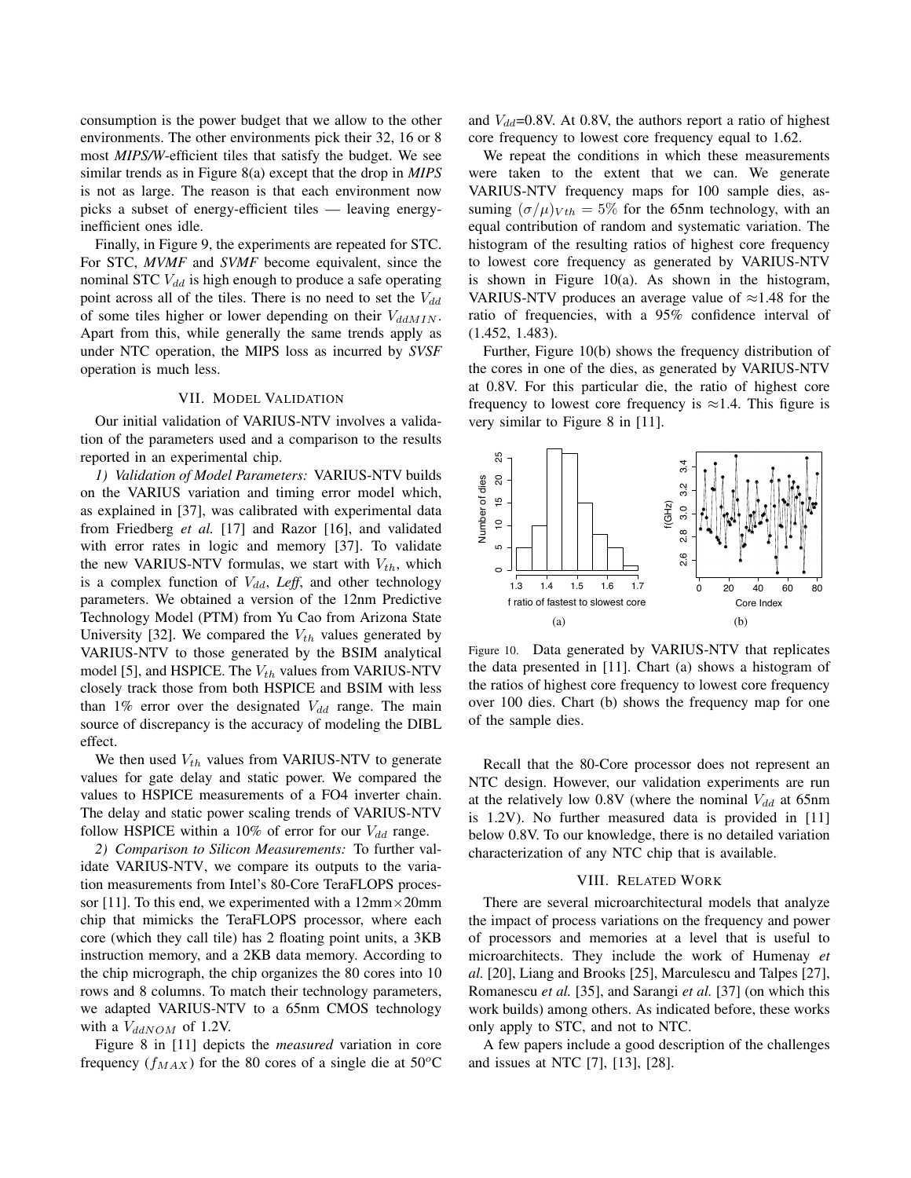consumption is the power budget that we allow to the other environments. The other environments pick their 32, 16 or 8 most *MIPS/W*-efficient tiles that satisfy the budget. We see similar trends as in Figure 8(a) except that the drop in *MIPS* is not as large. The reason is that each environment now picks a subset of energy-efficient tiles — leaving energy-inefficient ones idle.

Finally, in Figure 9, the experiments are repeated for STC. For STC, *MVMF* and *SVMF* become equivalent, since the nominal STC $V_{dd}$ is high enough to produce a safe operating point across all of the tiles. There is no need to set the $V_{dd}$ of some tiles higher or lower depending on their $V_{ddMIN}$. Apart from this, while generally the same trends apply as under NTC operation, the MIPS loss as incurred by *SVSF* operation is much less.

## VII. Model Validation

Our initial validation of VARIUS-NTV involves a validation of the parameters used and a comparison to the results reported in an experimental chip.

*1) Validation of Model Parameters:* VARIUS-NTV builds on the VARIUS variation and timing error model which, as explained in [37], was calibrated with experimental data from Friedberg *et al.* [17] and Razor [16], and validated with error rates in logic and memory [37]. To validate the new VARIUS-NTV formulas, we start with $V_{th}$, which is a complex function of $V_{dd}$, *Leff*, and other technology parameters. We obtained a version of the 12nm Predictive Technology Model (PTM) from Yu Cao from Arizona State University [32]. We compared the $V_{th}$ values generated by VARIUS-NTV to those generated by the BSIM analytical model [5], and HSPICE. The $V_{th}$ values from VARIUS-NTV closely track those from both HSPICE and BSIM with less than 1% error over the designated $V_{dd}$ range. The main source of discrepancy is the accuracy of modeling the DIBL effect.

We then used $V_{th}$ values from VARIUS-NTV to generate values for gate delay and static power. We compared the values to HSPICE measurements of a FO4 inverter chain. The delay and static power scaling trends of VARIUS-NTV follow HSPICE within a 10% of error for our $V_{dd}$ range.

*2) Comparison to Silicon Measurements:* To further validate VARIUS-NTV, we compare its outputs to the variation measurements from Intel's 80-Core TeraFLOPS processor [11]. To this end, we experimented with a 12mm×20mm chip that mimicks the TeraFLOPS processor, where each core (which they call tile) has 2 floating point units, a 3KB instruction memory, and a 2KB data memory. According to the chip micrograph, the chip organizes the 80 cores into 10 rows and 8 columns. To match their technology parameters, we adapted VARIUS-NTV to a 65nm CMOS technology with a $V_{ddNOM}$ of 1.2V.

Figure 8 in [11] depicts the *measured* variation in core frequency ($f_{MAX}$) for the 80 cores of a single die at 50$^o$C and $V_{dd}$=0.8V. At 0.8V, the authors report a ratio of highest core frequency to lowest core frequency equal to 1.62.

We repeat the conditions in which these measurements were taken to the extent that we can. We generate VARIUS-NTV frequency maps for 100 sample dies, assuming $(\sigma/\mu)_{Vth} = 5\%$ for the 65nm technology, with an equal contribution of random and systematic variation. The histogram of the resulting ratios of highest core frequency to lowest core frequency as generated by VARIUS-NTV is shown in Figure 10(a). As shown in the histogram, VARIUS-NTV produces an average value of ≈1.48 for the ratio of frequencies, with a 95% confidence interval of (1.452, 1.483).

Further, Figure 10(b) shows the frequency distribution of the cores in one of the dies, as generated by VARIUS-NTV at 0.8V. For this particular die, the ratio of highest core frequency to lowest core frequency is ≈1.4. This figure is very similar to Figure 8 in [11].

Figure 10. Data generated by VARIUS-NTV that replicates the data presented in [11]. Chart (a) shows a histogram of the ratios of highest core frequency to lowest core frequency over 100 dies. Chart (b) shows the frequency map for one of the sample dies.

Recall that the 80-Core processor does not represent an NTC design. However, our validation experiments are run at the relatively low 0.8V (where the nominal $V_{dd}$ at 65nm is 1.2V). No further measured data is provided in [11] below 0.8V. To our knowledge, there is no detailed variation characterization of any NTC chip that is available.

## VIII. Related Work

There are several microarchitectural models that analyze the impact of process variations on the frequency and power of processors and memories at a level that is useful to microarchitects. They include the work of Humenay *et al.* [20], Liang and Brooks [25], Marculescu and Talpes [27], Romanescu *et al.* [35], and Sarangi *et al.* [37] (on which this work builds) among others. As indicated before, these works only apply to STC, and not to NTC.

A few papers include a good description of the challenges and issues at NTC [7], [13], [28].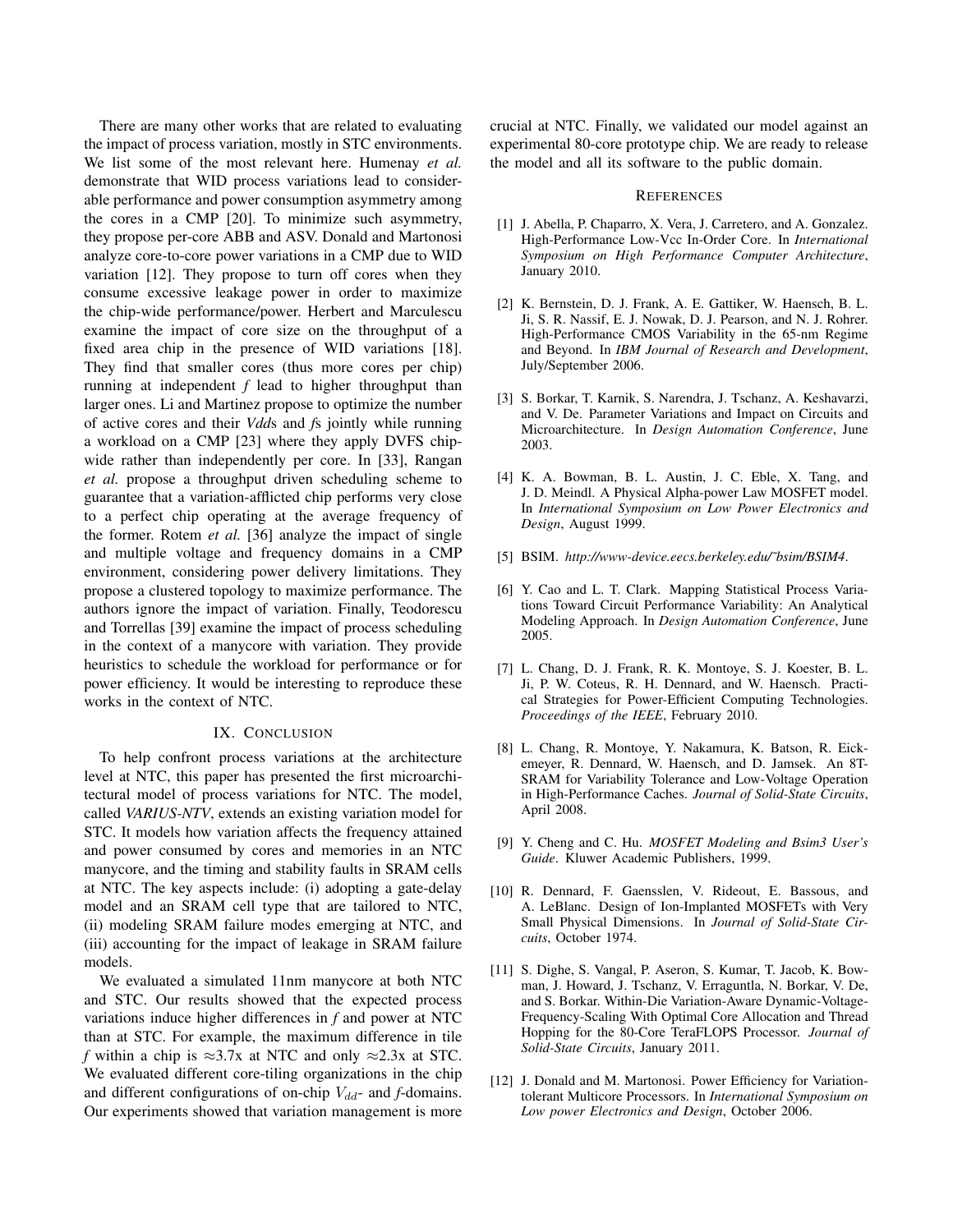There are many other works that are related to evaluating the impact of process variation, mostly in STC environments. We list some of the most relevant here. Humenay *et al.* demonstrate that WID process variations lead to considerable performance and power consumption asymmetry among the cores in a CMP [20]. To minimize such asymmetry, they propose per-core ABB and ASV. Donald and Martonosi analyze core-to-core power variations in a CMP due to WID variation [12]. They propose to turn off cores when they consume excessive leakage power in order to maximize the chip-wide performance/power. Herbert and Marculescu examine the impact of core size on the throughput of a fixed area chip in the presence of WID variations [18]. They find that smaller cores (thus more cores per chip) running at independent *f* lead to higher throughput than larger ones. Li and Martinez propose to optimize the number of active cores and their *Vdd*s and *f*s jointly while running a workload on a CMP [23] where they apply DVFS chip-wide rather than independently per core. In [33], Rangan *et al.* propose a throughput driven scheduling scheme to guarantee that a variation-afflicted chip performs very close to a perfect chip operating at the average frequency of the former. Rotem *et al.* [36] analyze the impact of single and multiple voltage and frequency domains in a CMP environment, considering power delivery limitations. They propose a clustered topology to maximize performance. The authors ignore the impact of variation. Finally, Teodorescu and Torrellas [39] examine the impact of process scheduling in the context of a manycore with variation. They provide heuristics to schedule the workload for performance or for power efficiency. It would be interesting to reproduce these works in the context of NTC.

## IX. Conclusion

To help confront process variations at the architecture level at NTC, this paper has presented the first microarchitectural model of process variations for NTC. The model, called *VARIUS-NTV*, extends an existing variation model for STC. It models how variation affects the frequency attained and power consumed by cores and memories in an NTC manycore, and the timing and stability faults in SRAM cells at NTC. The key aspects include: (i) adopting a gate-delay model and an SRAM cell type that are tailored to NTC, (ii) modeling SRAM failure modes emerging at NTC, and (iii) accounting for the impact of leakage in SRAM failure models.

We evaluated a simulated 11nm manycore at both NTC and STC. Our results showed that the expected process variations induce higher differences in *f* and power at NTC than at STC. For example, the maximum difference in tile *f* within a chip is ≈3.7x at NTC and only ≈2.3x at STC. We evaluated different core-tiling organizations in the chip and different configurations of on-chip $V_{dd}$- and *f*-domains. Our experiments showed that variation management is more crucial at NTC. Finally, we validated our model against an experimental 80-core prototype chip. We are ready to release the model and all its software to the public domain.

## References

[1] J. Abella, P. Chaparro, X. Vera, J. Carretero, and A. Gonzalez. High-Performance Low-Vcc In-Order Core. In *International Symposium on High Performance Computer Architecture*, January 2010.

[2] K. Bernstein, D. J. Frank, A. E. Gattiker, W. Haensch, B. L. Ji, S. R. Nassif, E. J. Nowak, D. J. Pearson, and N. J. Rohrer. High-Performance CMOS Variability in the 65-nm Regime and Beyond. In *IBM Journal of Research and Development*, July/September 2006.

[3] S. Borkar, T. Karnik, S. Narendra, J. Tschanz, A. Keshavarzi, and V. De. Parameter Variations and Impact on Circuits and Microarchitecture. In *Design Automation Conference*, June 2003.

[4] K. A. Bowman, B. L. Austin, J. C. Eble, X. Tang, and J. D. Meindl. A Physical Alpha-power Law MOSFET model. In *International Symposium on Low Power Electronics and Design*, August 1999.

[5] BSIM. *http://www-device.eecs.berkeley.edu/˜bsim/BSIM4*.

[6] Y. Cao and L. T. Clark. Mapping Statistical Process Variations Toward Circuit Performance Variability: An Analytical Modeling Approach. In *Design Automation Conference*, June 2005.

[7] L. Chang, D. J. Frank, R. K. Montoye, S. J. Koester, B. L. Ji, P. W. Coteus, R. H. Dennard, and W. Haensch. Practical Strategies for Power-Efficient Computing Technologies. *Proceedings of the IEEE*, February 2010.

[8] L. Chang, R. Montoye, Y. Nakamura, K. Batson, R. Eickemeyer, R. Dennard, W. Haensch, and D. Jamsek. An 8T-SRAM for Variability Tolerance and Low-Voltage Operation in High-Performance Caches. *Journal of Solid-State Circuits*, April 2008.

[9] Y. Cheng and C. Hu. *MOSFET Modeling and Bsim3 User's Guide*. Kluwer Academic Publishers, 1999.

[10] R. Dennard, F. Gaensslen, V. Rideout, E. Bassous, and A. LeBlanc. Design of Ion-Implanted MOSFETs with Very Small Physical Dimensions. In *Journal of Solid-State Circuits*, October 1974.

[11] S. Dighe, S. Vangal, P. Aseron, S. Kumar, T. Jacob, K. Bowman, J. Howard, J. Tschanz, V. Erraguntla, N. Borkar, V. De, and S. Borkar. Within-Die Variation-Aware Dynamic-Voltage-Frequency-Scaling With Optimal Core Allocation and Thread Hopping for the 80-Core TeraFLOPS Processor. *Journal of Solid-State Circuits*, January 2011.

[12] J. Donald and M. Martonosi. Power Efficiency for Variation-tolerant Multicore Processors. In *International Symposium on Low power Electronics and Design*, October 2006.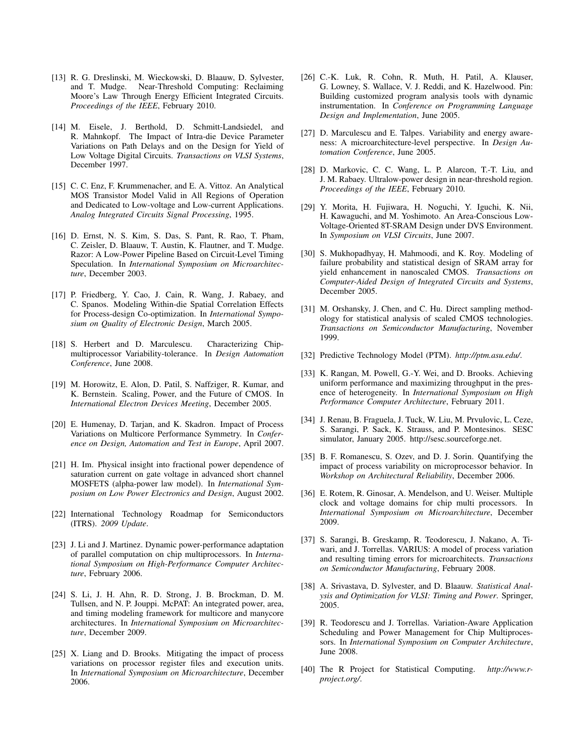[13] R. G. Dreslinski, M. Wieckowski, D. Blaauw, D. Sylvester, and T. Mudge. Near-Threshold Computing: Reclaiming Moore's Law Through Energy Efficient Integrated Circuits. *Proceedings of the IEEE*, February 2010.

[14] M. Eisele, J. Berthold, D. Schmitt-Landsiedel, and R. Mahnkopf. The Impact of Intra-die Device Parameter Variations on Path Delays and on the Design for Yield of Low Voltage Digital Circuits. *Transactions on VLSI Systems*, December 1997.

[15] C. C. Enz, F. Krummenacher, and E. A. Vittoz. An Analytical MOS Transistor Model Valid in All Regions of Operation and Dedicated to Low-voltage and Low-current Applications. *Analog Integrated Circuits Signal Processing*, 1995.

[16] D. Ernst, N. S. Kim, S. Das, S. Pant, R. Rao, T. Pham, C. Zeisler, D. Blaauw, T. Austin, K. Flautner, and T. Mudge. Razor: A Low-Power Pipeline Based on Circuit-Level Timing Speculation. In *International Symposium on Microarchitecture*, December 2003.

[17] P. Friedberg, Y. Cao, J. Cain, R. Wang, J. Rabaey, and C. Spanos. Modeling Within-die Spatial Correlation Effects for Process-design Co-optimization. In *International Symposium on Quality of Electronic Design*, March 2005.

[18] S. Herbert and D. Marculescu. Characterizing Chip-multiprocessor Variability-tolerance. In *Design Automation Conference*, June 2008.

[19] M. Horowitz, E. Alon, D. Patil, S. Naffziger, R. Kumar, and K. Bernstein. Scaling, Power, and the Future of CMOS. In *International Electron Devices Meeting*, December 2005.

[20] E. Humenay, D. Tarjan, and K. Skadron. Impact of Process Variations on Multicore Performance Symmetry. In *Conference on Design, Automation and Test in Europe*, April 2007.

[21] H. Im. Physical insight into fractional power dependence of saturation current on gate voltage in advanced short channel MOSFETS (alpha-power law model). In *International Symposium on Low Power Electronics and Design*, August 2002.

[22] International Technology Roadmap for Semiconductors (ITRS). *2009 Update*.

[23] J. Li and J. Martinez. Dynamic power-performance adaptation of parallel computation on chip multiprocessors. In *International Symposium on High-Performance Computer Architecture*, February 2006.

[24] S. Li, J. H. Ahn, R. D. Strong, J. B. Brockman, D. M. Tullsen, and N. P. Jouppi. McPAT: An integrated power, area, and timing modeling framework for multicore and manycore architectures. In *International Symposium on Microarchitecture*, December 2009.

[25] X. Liang and D. Brooks. Mitigating the impact of process variations on processor register files and execution units. In *International Symposium on Microarchitecture*, December 2006.

[26] C.-K. Luk, R. Cohn, R. Muth, H. Patil, A. Klauser, G. Lowney, S. Wallace, V. J. Reddi, and K. Hazelwood. Pin: Building customized program analysis tools with dynamic instrumentation. In *Conference on Programming Language Design and Implementation*, June 2005.

[27] D. Marculescu and E. Talpes. Variability and energy awareness: A microarchitecture-level perspective. In *Design Automation Conference*, June 2005.

[28] D. Markovic, C. C. Wang, L. P. Alarcon, T.-T. Liu, and J. M. Rabaey. Ultralow-power design in near-threshold region. *Proceedings of the IEEE*, February 2010.

[29] Y. Morita, H. Fujiwara, H. Noguchi, Y. Iguchi, K. Nii, H. Kawaguchi, and M. Yoshimoto. An Area-Conscious Low-Voltage-Oriented 8T-SRAM Design under DVS Environment. In *Symposium on VLSI Circuits*, June 2007.

[30] S. Mukhopadhyay, H. Mahmoodi, and K. Roy. Modeling of failure probability and statistical design of SRAM array for yield enhancement in nanoscaled CMOS. *Transactions on Computer-Aided Design of Integrated Circuits and Systems*, December 2005.

[31] M. Orshansky, J. Chen, and C. Hu. Direct sampling methodology for statistical analysis of scaled CMOS technologies. *Transactions on Semiconductor Manufacturing*, November 1999.

[32] Predictive Technology Model (PTM). *http://ptm.asu.edu/*.

[33] K. Rangan, M. Powell, G.-Y. Wei, and D. Brooks. Achieving uniform performance and maximizing throughput in the presence of heterogeneity. In *International Symposium on High Performance Computer Architecture*, February 2011.

[34] J. Renau, B. Fraguela, J. Tuck, W. Liu, M. Prvulovic, L. Ceze, S. Sarangi, P. Sack, K. Strauss, and P. Montesinos. SESC simulator, January 2005. http://sesc.sourceforge.net.

[35] B. F. Romanescu, S. Ozev, and D. J. Sorin. Quantifying the impact of process variability on microprocessor behavior. In *Workshop on Architectural Reliability*, December 2006.

[36] E. Rotem, R. Ginosar, A. Mendelson, and U. Weiser. Multiple clock and voltage domains for chip multi processors. In *International Symposium on Microarchitecture*, December 2009.

[37] S. Sarangi, B. Greskamp, R. Teodorescu, J. Nakano, A. Tiwari, and J. Torrellas. VARIUS: A model of process variation and resulting timing errors for microarchitects. *Transactions on Semiconductor Manufacturing*, February 2008.

[38] A. Srivastava, D. Sylvester, and D. Blaauw. *Statistical Analysis and Optimization for VLSI: Timing and Power*. Springer, 2005.

[39] R. Teodorescu and J. Torrellas. Variation-Aware Application Scheduling and Power Management for Chip Multiprocessors. In *International Symposium on Computer Architecture*, June 2008.

[40] The R Project for Statistical Computing. *http://www.r-project.org/*.